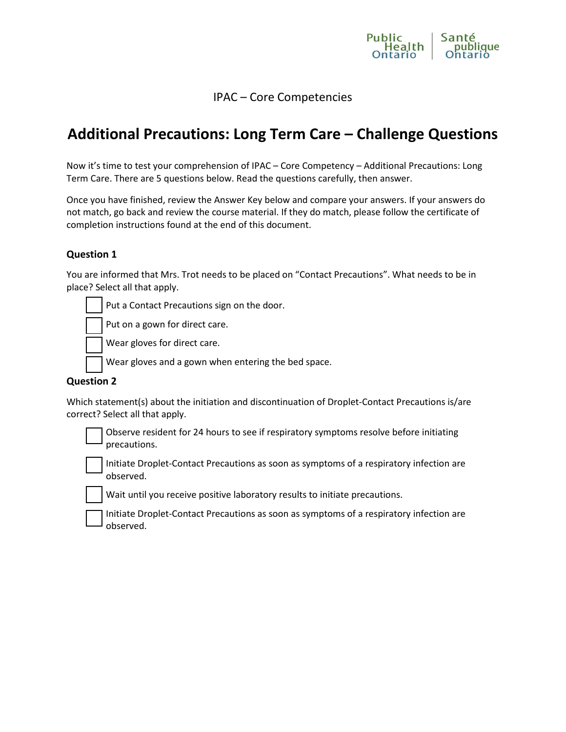IPAC – Core Competencies

# Additional Precautions: Long Term Care – Challenge Questions

Now it's time to test your comprehension of IPAC – Core Competency – Additional Precautions: Long Term Care. There are 5 questions below. Read the questions carefully, then answer.

Once you have finished, review the Answer Key below and compare your answers. If your answers do not match, go back and review the course material. If they do match, please follow the certificate of completion instructions found at the end of this document.

### Question 1

You are informed that Mrs. Trot needs to be placed on "Contact Precautions". What needs to be in place? Select all that apply.

- [ ] Put a Contact Precautions sign on the door.
- [ ] Put on a gown for direct care.
- [ ] Wear gloves for direct care.
- [ ] Wear gloves and a gown when entering the bed space.

### Question 2

Which statement(s) about the initiation and discontinuation of Droplet-Contact Precautions is/are correct? Select all that apply.

- [ ] Observe resident for 24 hours to see if respiratory symptoms resolve before initiating precautions.
- [ ] Initiate Droplet-Contact Precautions as soon as symptoms of a respiratory infection are observed.
- [ ] Wait until you receive positive laboratory results to initiate precautions.
- [ ] Initiate Droplet-Contact Precautions as soon as symptoms of a respiratory infection are observed.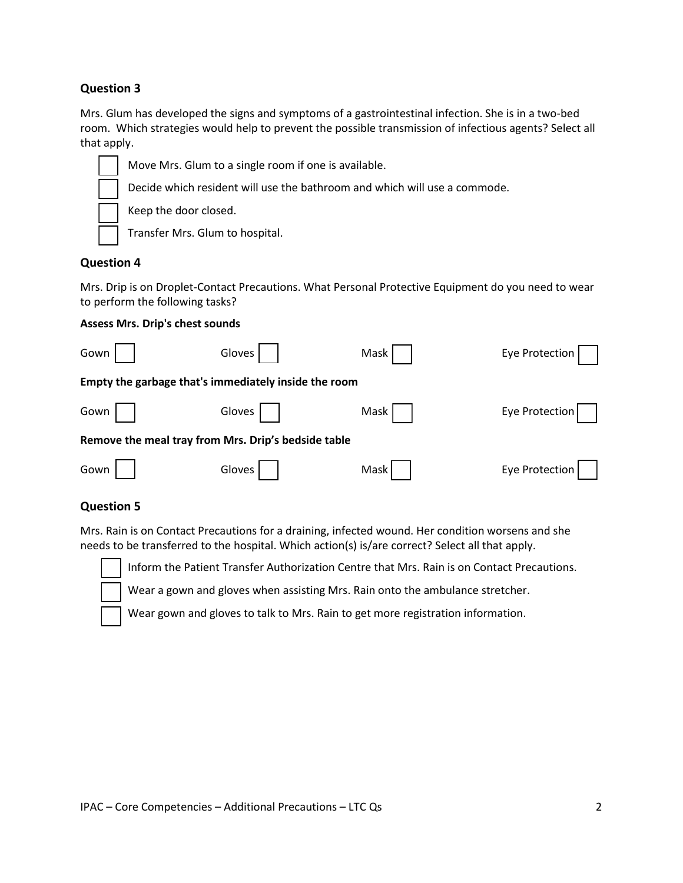### Question 3

Mrs. Glum has developed the signs and symptoms of a gastrointestinal infection. She is in a two-bed room. Which strategies would help to prevent the possible transmission of infectious agents? Select all that apply.

- [ ] Move Mrs. Glum to a single room if one is available.
- [ ] Decide which resident will use the bathroom and which will use a commode.
- [ ] Keep the door closed.
- [ ] Transfer Mrs. Glum to hospital.

### Question 4

Mrs. Drip is on Droplet-Contact Precautions. What Personal Protective Equipment do you need to wear to perform the following tasks?

**Assess Mrs. Drip's chest sounds**

Gown [ ] Gloves [ ] Mask [ ] Eye Protection [ ]

**Empty the garbage that's immediately inside the room**

Gown [ ] Gloves [ ] Mask [ ] Eye Protection [ ]

**Remove the meal tray from Mrs. Drip's bedside table**

Gown [ ] Gloves [ ] Mask [ ] Eye Protection [ ]

### Question 5

Mrs. Rain is on Contact Precautions for a draining, infected wound. Her condition worsens and she needs to be transferred to the hospital. Which action(s) is/are correct? Select all that apply.

- [ ] Inform the Patient Transfer Authorization Centre that Mrs. Rain is on Contact Precautions.
- [ ] Wear a gown and gloves when assisting Mrs. Rain onto the ambulance stretcher.
- [ ] Wear gown and gloves to talk to Mrs. Rain to get more registration information.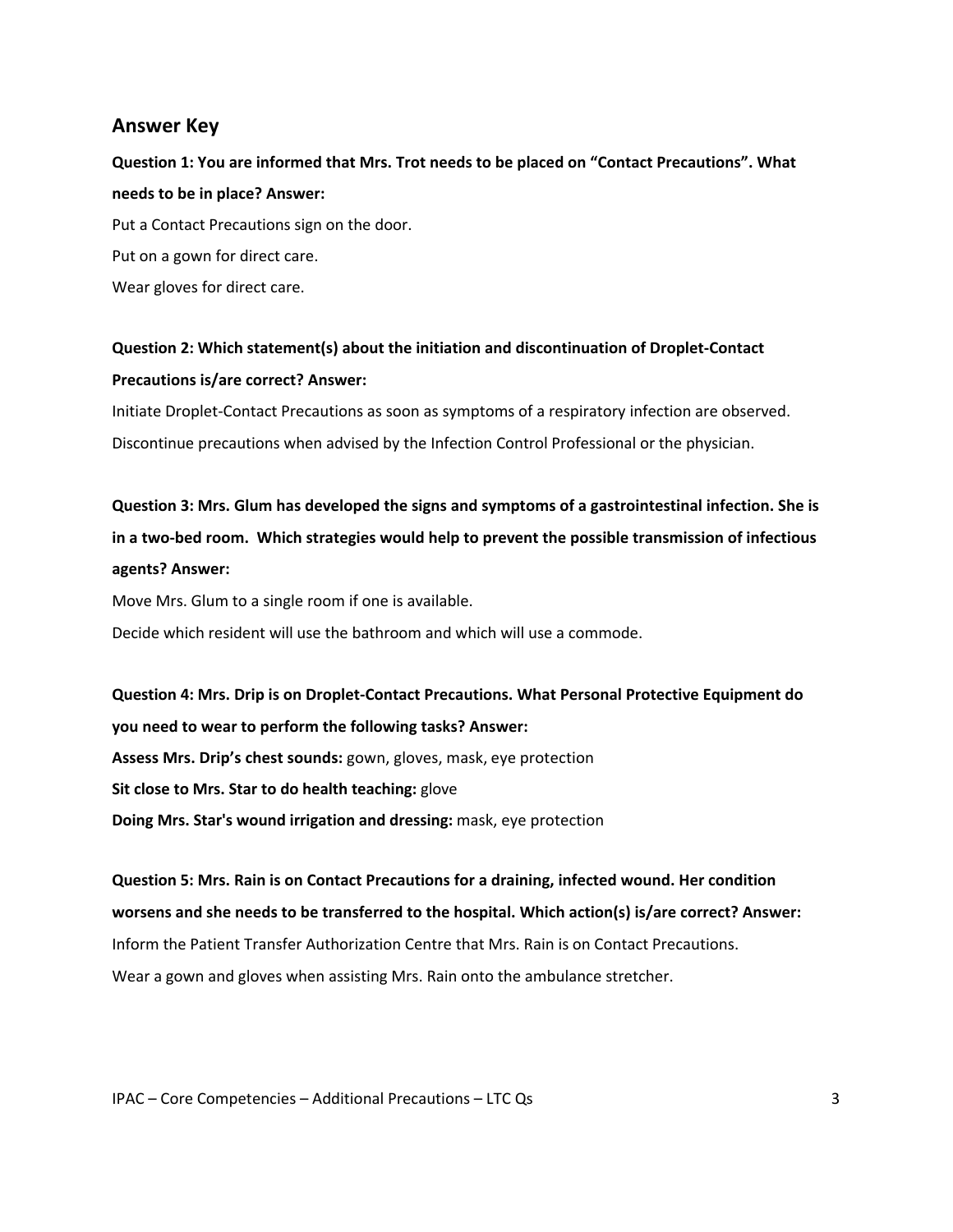## Answer Key

**Question 1: You are informed that Mrs. Trot needs to be placed on "Contact Precautions". What needs to be in place? Answer:**

Put a Contact Precautions sign on the door.

Put on a gown for direct care.

Wear gloves for direct care.

**Question 2: Which statement(s) about the initiation and discontinuation of Droplet-Contact Precautions is/are correct? Answer:**

Initiate Droplet-Contact Precautions as soon as symptoms of a respiratory infection are observed.

Discontinue precautions when advised by the Infection Control Professional or the physician.

**Question 3: Mrs. Glum has developed the signs and symptoms of a gastrointestinal infection. She is in a two-bed room. Which strategies would help to prevent the possible transmission of infectious agents? Answer:**

Move Mrs. Glum to a single room if one is available.

Decide which resident will use the bathroom and which will use a commode.

**Question 4: Mrs. Drip is on Droplet-Contact Precautions. What Personal Protective Equipment do you need to wear to perform the following tasks? Answer:**

**Assess Mrs. Drip's chest sounds:** gown, gloves, mask, eye protection

**Sit close to Mrs. Star to do health teaching:** glove

**Doing Mrs. Star's wound irrigation and dressing:** mask, eye protection

**Question 5: Mrs. Rain is on Contact Precautions for a draining, infected wound. Her condition worsens and she needs to be transferred to the hospital. Which action(s) is/are correct? Answer:**

Inform the Patient Transfer Authorization Centre that Mrs. Rain is on Contact Precautions.

Wear a gown and gloves when assisting Mrs. Rain onto the ambulance stretcher.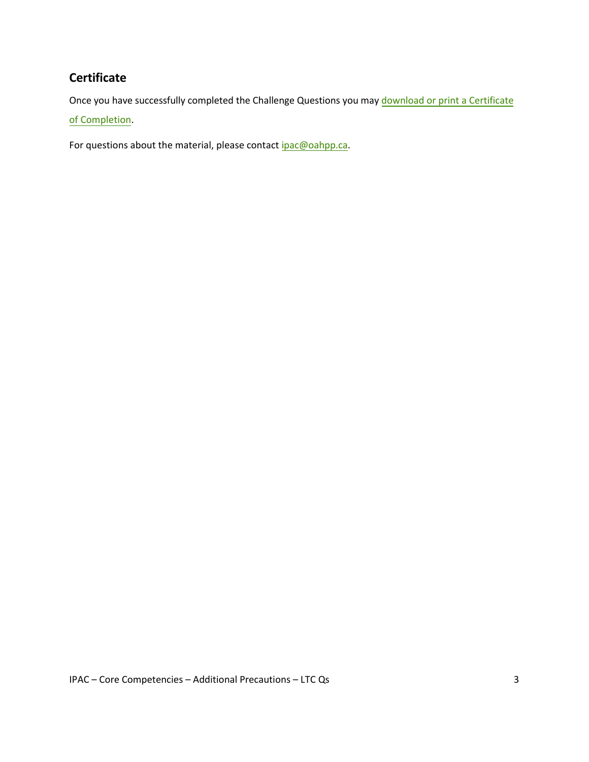## Certificate

Once you have successfully completed the Challenge Questions you may download or print a Certificate of Completion.

For questions about the material, please contact ipac@oahpp.ca.